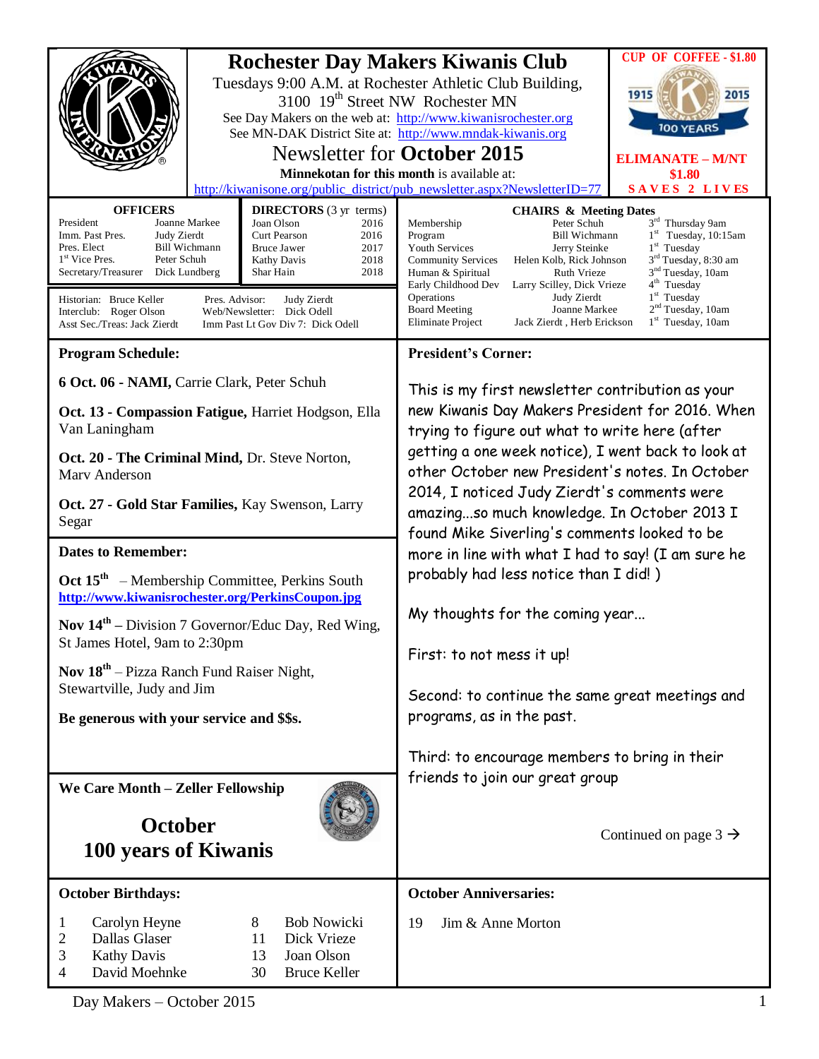# Rochester Day Makers Kiwanis Club

Tuesdays 9:00 A.M. at Rochester Athletic Club Building, 3100 19th Street NW Rochester MN

See Day Makers on the web at: http://www.kiwanisrochester.org

See MN-DAK District Site at: http://www.mndak-kiwanis.org

## Newsletter for October 2015

**Minnekotan for this month** is available at: http://kiwanisone.org/public_district/pub_newsletter.aspx?NewsletterID=77

**CUP OF COFFEE - $1.80**

1915 2015 100 YEARS

**ELIMANATE – M/NT $1.80 SAVES 2 LIVES**

### OFFICERS

| | |
|---|---|
| President | Joanne Markee |
| Imm. Past Pres. | Judy Zierdt |
| Pres. Elect | Bill Wichmann |
| 1st Vice Pres. | Peter Schuh |
| Secretary/Treasurer | Dick Lundberg |

### DIRECTORS (3 yr terms)

| | |
|---|---|
| Joan Olson | 2016 |
| Curt Pearson | 2016 |
| Bruce Jawer | 2017 |
| Kathy Davis | 2018 |
| Shar Hain | 2018 |

Historian: Bruce Keller
Interclub: Roger Olson
Asst Sec./Treas: Jack Zierdt
Pres. Advisor: Judy Zierdt
Web/Newsletter: Dick Odell
Imm Past Lt Gov Div 7: Dick Odell

### CHAIRS & Meeting Dates

| | | |
|---|---|---|
| Membership | Peter Schuh | 3rd Thursday 9am |
| Program | Bill Wichmann | 1st Tuesday, 10:15am |
| Youth Services | Jerry Steinke | 1st Tuesday |
| Community Services | Helen Kolb, Rick Johnson | 3rd Tuesday, 8:30 am |
| Human & Spiritual | Ruth Vrieze | 3nd Tuesday, 10am |
| Early Childhood Dev | Larry Scilley, Dick Vrieze | 4th Tuesday |
| Operations | Judy Zierdt | 1st Tuesday |
| Board Meeting | Joanne Markee | 2nd Tuesday, 10am |
| Eliminate Project | Jack Zierdt , Herb Erickson | 1st Tuesday, 10am |

### Program Schedule:

**6 Oct. 06 - NAMI,** Carrie Clark, Peter Schuh

**Oct. 13 - Compassion Fatigue,** Harriet Hodgson, Ella Van Laningham

**Oct. 20 - The Criminal Mind,** Dr. Steve Norton, Marv Anderson

**Oct. 27 - Gold Star Families,** Kay Swenson, Larry Segar

### Dates to Remember:

**Oct 15th** – Membership Committee, Perkins South
**http://www.kiwanisrochester.org/PerkinsCoupon.jpg**

**Nov 14th** – Division 7 Governor/Educ Day, Red Wing, St James Hotel, 9am to 2:30pm

**Nov 18th** – Pizza Ranch Fund Raiser Night, Stewartville, Judy and Jim

**Be generous with your service and $$s.**

### We Care Month – Zeller Fellowship

**October**
**100 years of Kiwanis**

### President's Corner:

This is my first newsletter contribution as your new Kiwanis Day Makers President for 2016. When trying to figure out what to write here (after getting a one week notice), I went back to look at other October new President's notes. In October 2014, I noticed Judy Zierdt's comments were amazing…so much knowledge. In October 2013 I found Mike Siverling's comments looked to be more in line with what I had to say! (I am sure he probably had less notice than I did! )

My thoughts for the coming year…

First: to not mess it up!

Second: to continue the same great meetings and programs, as in the past.

Third: to encourage members to bring in their friends to join our great group

Continued on page 3 →

### October Birthdays:

| | | | |
|---|---|---|---|
| 1 | Carolyn Heyne | 8 | Bob Nowicki |
| 2 | Dallas Glaser | 11 | Dick Vrieze |
| 3 | Kathy Davis | 13 | Joan Olson |
| 4 | David Moehnke | 30 | Bruce Keller |

### October Anniversaries:

19 Jim & Anne Morton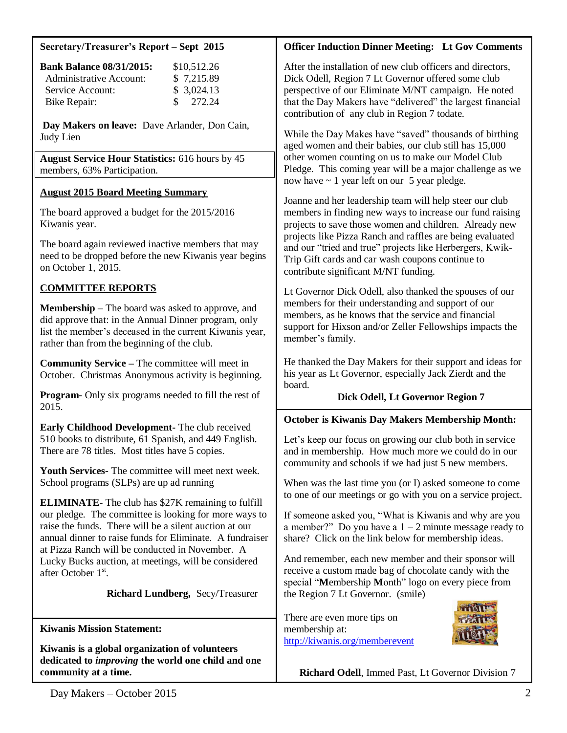## Secretary/Treasurer's Report – Sept 2015

| | |
|---|---|
| **Bank Balance 08/31/2015:** | $10,512.26 |
| Administrative Account: | $ 7,215.89 |
| Service Account: | $ 3,024.13 |
| Bike Repair: | $ 272.24 |

**Day Makers on leave:** Dave Arlander, Don Cain, Judy Lien

**August Service Hour Statistics:** 616 hours by 45 members, 63% Participation.

### August 2015 Board Meeting Summary

The board approved a budget for the 2015/2016 Kiwanis year.

The board again reviewed inactive members that may need to be dropped before the new Kiwanis year begins on October 1, 2015.

### COMMITTEE REPORTS

**Membership –** The board was asked to approve, and did approve that: in the Annual Dinner program, only list the member's deceased in the current Kiwanis year, rather than from the beginning of the club.

**Community Service –** The committee will meet in October. Christmas Anonymous activity is beginning.

**Program-** Only six programs needed to fill the rest of 2015.

**Early Childhood Development-** The club received 510 books to distribute, 61 Spanish, and 449 English. There are 78 titles. Most titles have 5 copies.

**Youth Services-** The committee will meet next week. School programs (SLPs) are up ad running

**ELIMINATE**- The club has $27K remaining to fulfill our pledge. The committee is looking for more ways to raise the funds. There will be a silent auction at our annual dinner to raise funds for Eliminate. A fundraiser at Pizza Ranch will be conducted in November. A Lucky Bucks auction, at meetings, will be considered after October 1st.

**Richard Lundberg,** Secy/Treasurer

## Kiwanis Mission Statement:

**Kiwanis is a global organization of volunteers dedicated to *improving* the world one child and one community at a time.**

## Officer Induction Dinner Meeting: Lt Gov Comments

After the installation of new club officers and directors, Dick Odell, Region 7 Lt Governor offered some club perspective of our Eliminate M/NT campaign. He noted that the Day Makers have "delivered" the largest financial contribution of any club in Region 7 todate.

While the Day Makes have "saved" thousands of birthing aged women and their babies, our club still has 15,000 other women counting on us to make our Model Club Pledge. This coming year will be a major challenge as we now have ~ 1 year left on our 5 year pledge.

Joanne and her leadership team will help steer our club members in finding new ways to increase our fund raising projects to save those women and children. Already new projects like Pizza Ranch and raffles are being evaluated and our "tried and true" projects like Herbergers, Kwik-Trip Gift cards and car wash coupons continue to contribute significant M/NT funding.

Lt Governor Dick Odell, also thanked the spouses of our members for their understanding and support of our members, as he knows that the service and financial support for Hixson and/or Zeller Fellowships impacts the member's family.

He thanked the Day Makers for their support and ideas for his year as Lt Governor, especially Jack Zierdt and the board.

**Dick Odell, Lt Governor Region 7**

## October is Kiwanis Day Makers Membership Month:

Let's keep our focus on growing our club both in service and in membership. How much more we could do in our community and schools if we had just 5 new members.

When was the last time you (or I) asked someone to come to one of our meetings or go with you on a service project.

If someone asked you, "What is Kiwanis and why are you a member?" Do you have a 1 – 2 minute message ready to share? Click on the link below for membership ideas.

And remember, each new member and their sponsor will receive a custom made bag of chocolate candy with the special "**M**embership **M**onth" logo on every piece from the Region 7 Lt Governor. (smile)

There are even more tips on membership at: http://kiwanis.org/memberevent

**Richard Odell**, Immed Past, Lt Governor Division 7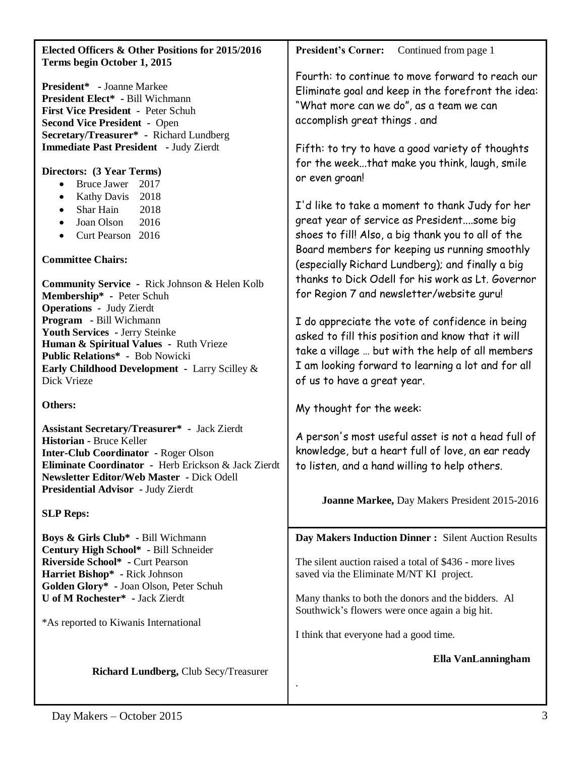## Elected Officers & Other Positions for 2015/2016

**Terms begin October 1, 2015**

**President*** - Joanne Markee
**President Elect*** - Bill Wichmann
**First Vice President** - Peter Schuh
**Second Vice President** - Open
**Secretary/Treasurer*** - Richard Lundberg
**Immediate Past President** - Judy Zierdt

**Directors: (3 Year Terms)**

- Bruce Jawer 2017
- Kathy Davis 2018
- Shar Hain 2018
- Joan Olson 2016
- Curt Pearson 2016

**Committee Chairs:**

**Community Service** - Rick Johnson & Helen Kolb
**Membership*** - Peter Schuh
**Operations** - Judy Zierdt
**Program** - Bill Wichmann
**Youth Services** - Jerry Steinke
**Human & Spiritual Values** - Ruth Vrieze
**Public Relations*** - Bob Nowicki
**Early Childhood Development** - Larry Scilley & Dick Vrieze

**Others:**

**Assistant Secretary/Treasurer*** - Jack Zierdt
**Historian** - Bruce Keller
**Inter-Club Coordinator** - Roger Olson
**Eliminate Coordinator** - Herb Erickson & Jack Zierdt
**Newsletter Editor/Web Master** - Dick Odell
**Presidential Advisor** - Judy Zierdt

**SLP Reps:**

**Boys & Girls Club*** - Bill Wichmann
**Century High School*** - Bill Schneider
**Riverside School*** - Curt Pearson
**Harriet Bishop*** - Rick Johnson
**Golden Glory*** - Joan Olson, Peter Schuh
**U of M Rochester*** - Jack Zierdt

*As reported to Kiwanis International

**Richard Lundberg,** Club Secy/Treasurer

## President's Corner: Continued from page 1

Fourth: to continue to move forward to reach our Eliminate goal and keep in the forefront the idea: "What more can we do", as a team we can accomplish great things . and

Fifth: to try to have a good variety of thoughts for the week...that make you think, laugh, smile or even groan!

I'd like to take a moment to thank Judy for her great year of service as President....some big shoes to fill! Also, a big thank you to all of the Board members for keeping us running smoothly (especially Richard Lundberg); and finally a big thanks to Dick Odell for his work as Lt. Governor for Region 7 and newsletter/website guru!

I do appreciate the vote of confidence in being asked to fill this position and know that it will take a village … but with the help of all members I am looking forward to learning a lot and for all of us to have a great year.

My thought for the week:

A person's most useful asset is not a head full of knowledge, but a heart full of love, an ear ready to listen, and a hand willing to help others.

**Joanne Markee,** Day Makers President 2015-2016

## Day Makers Induction Dinner : Silent Auction Results

The silent auction raised a total of $436 - more lives saved via the Eliminate M/NT KI project.

Many thanks to both the donors and the bidders. Al Southwick's flowers were once again a big hit.

I think that everyone had a good time.

**Ella VanLanningham**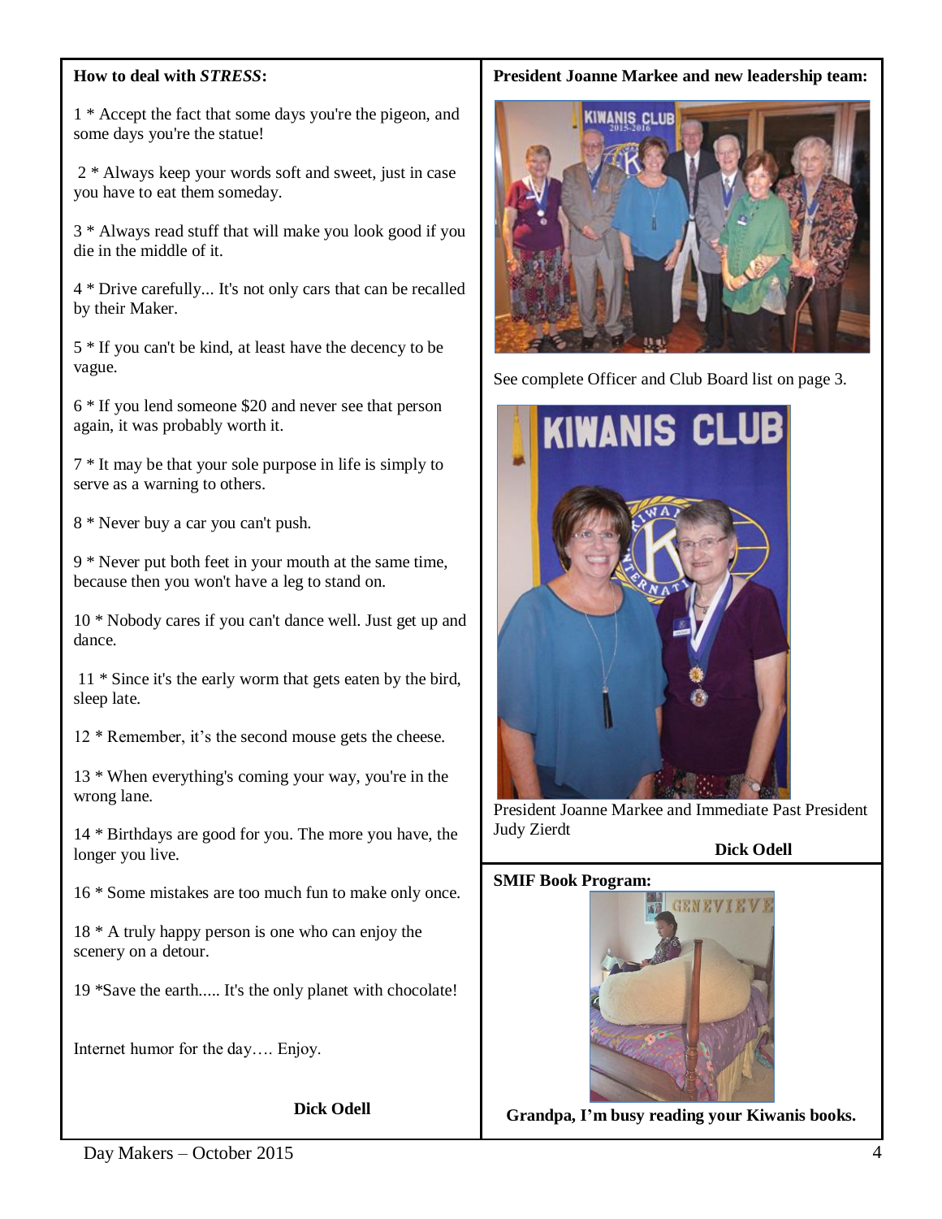**How to deal with *STRESS*:**

1 * Accept the fact that some days you're the pigeon, and some days you're the statue!

2 * Always keep your words soft and sweet, just in case you have to eat them someday.

3 * Always read stuff that will make you look good if you die in the middle of it.

4 * Drive carefully... It's not only cars that can be recalled by their Maker.

5 * If you can't be kind, at least have the decency to be vague.

6 * If you lend someone $20 and never see that person again, it was probably worth it.

7 * It may be that your sole purpose in life is simply to serve as a warning to others.

8 * Never buy a car you can't push.

9 * Never put both feet in your mouth at the same time, because then you won't have a leg to stand on.

10 * Nobody cares if you can't dance well. Just get up and dance.

11 * Since it's the early worm that gets eaten by the bird, sleep late.

12 * Remember, it's the second mouse gets the cheese.

13 * When everything's coming your way, you're in the wrong lane.

14 * Birthdays are good for you. The more you have, the longer you live.

16 * Some mistakes are too much fun to make only once.

18 * A truly happy person is one who can enjoy the scenery on a detour.

19 *Save the earth..... It's the only planet with chocolate!

Internet humor for the day…. Enjoy.

**Dick Odell**

**President Joanne Markee and new leadership team:**

See complete Officer and Club Board list on page 3.

President Joanne Markee and Immediate Past President Judy Zierdt

**Dick Odell**

**SMIF Book Program:**

**Grandpa, I'm busy reading your Kiwanis books.**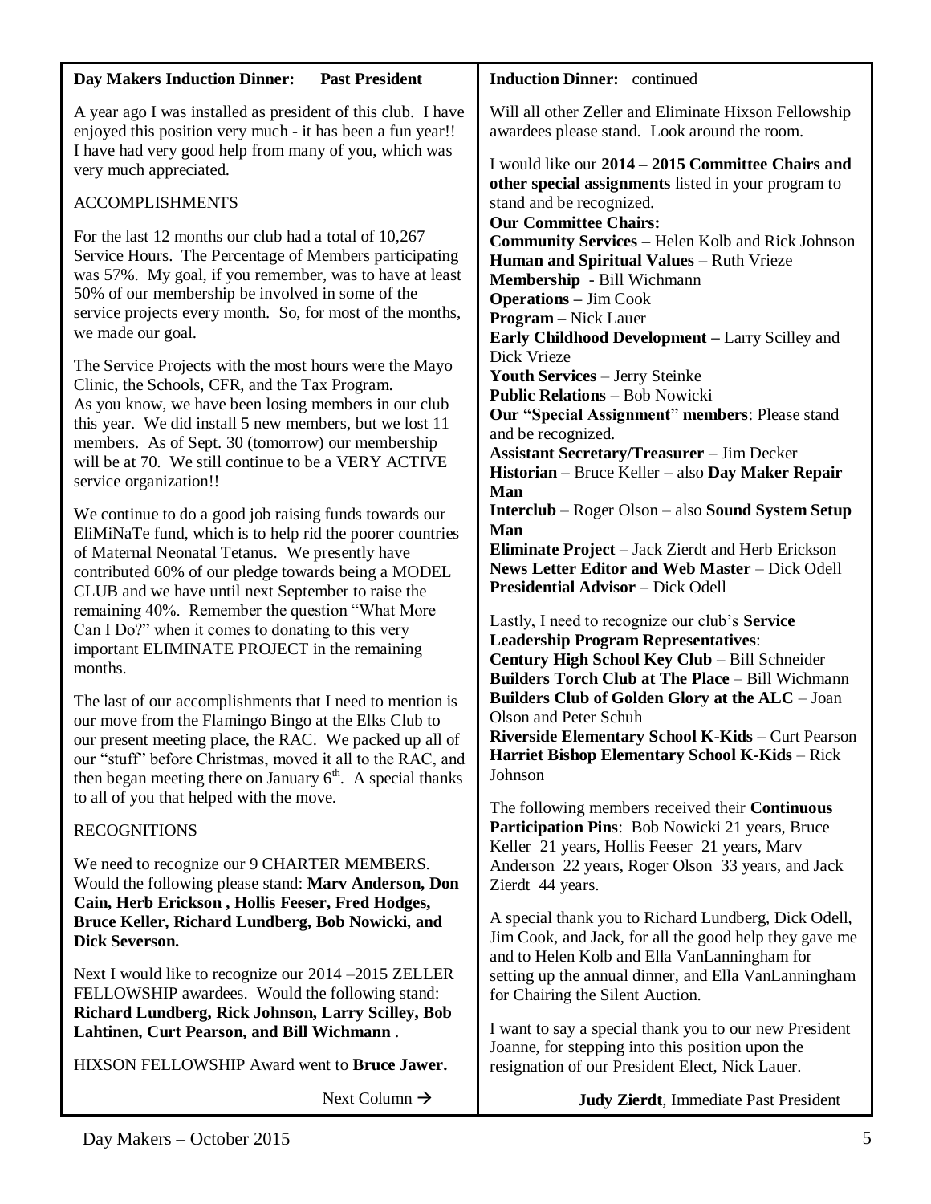## Day Makers Induction Dinner: Past President

A year ago I was installed as president of this club. I have enjoyed this position very much - it has been a fun year!! I have had very good help from many of you, which was very much appreciated.

ACCOMPLISHMENTS

For the last 12 months our club had a total of 10,267 Service Hours. The Percentage of Members participating was 57%. My goal, if you remember, was to have at least 50% of our membership be involved in some of the service projects every month. So, for most of the months, we made our goal.

The Service Projects with the most hours were the Mayo Clinic, the Schools, CFR, and the Tax Program. As you know, we have been losing members in our club this year. We did install 5 new members, but we lost 11 members. As of Sept. 30 (tomorrow) our membership will be at 70. We still continue to be a VERY ACTIVE service organization!!

We continue to do a good job raising funds towards our EliMiNaTe fund, which is to help rid the poorer countries of Maternal Neonatal Tetanus. We presently have contributed 60% of our pledge towards being a MODEL CLUB and we have until next September to raise the remaining 40%. Remember the question "What More Can I Do?" when it comes to donating to this very important ELIMINATE PROJECT in the remaining months.

The last of our accomplishments that I need to mention is our move from the Flamingo Bingo at the Elks Club to our present meeting place, the RAC. We packed up all of our "stuff" before Christmas, moved it all to the RAC, and then began meeting there on January 6th. A special thanks to all of you that helped with the move.

RECOGNITIONS

We need to recognize our 9 CHARTER MEMBERS. Would the following please stand: **Marv Anderson, Don Cain, Herb Erickson , Hollis Feeser, Fred Hodges, Bruce Keller, Richard Lundberg, Bob Nowicki, and Dick Severson.**

Next I would like to recognize our 2014 –2015 ZELLER FELLOWSHIP awardees. Would the following stand: **Richard Lundberg, Rick Johnson, Larry Scilley, Bob Lahtinen, Curt Pearson, and Bill Wichmann** .

HIXSON FELLOWSHIP Award went to **Bruce Jawer.**

Next Column →

**Induction Dinner:** continued

Will all other Zeller and Eliminate Hixson Fellowship awardees please stand. Look around the room.

I would like our **2014 – 2015 Committee Chairs and other special assignments** listed in your program to stand and be recognized.

**Our Committee Chairs:**
**Community Services –** Helen Kolb and Rick Johnson
**Human and Spiritual Values –** Ruth Vrieze
**Membership** - Bill Wichmann
**Operations –** Jim Cook
**Program –** Nick Lauer
**Early Childhood Development –** Larry Scilley and Dick Vrieze
**Youth Services** – Jerry Steinke
**Public Relations** – Bob Nowicki
**Our "Special Assignment" members**: Please stand and be recognized.
**Assistant Secretary/Treasurer** – Jim Decker
**Historian** – Bruce Keller – also **Day Maker Repair Man**
**Interclub** – Roger Olson – also **Sound System Setup Man**
**Eliminate Project** – Jack Zierdt and Herb Erickson
**News Letter Editor and Web Master** – Dick Odell
**Presidential Advisor** – Dick Odell

Lastly, I need to recognize our club's **Service Leadership Program Representatives**:
**Century High School Key Club** – Bill Schneider
**Builders Torch Club at The Place** – Bill Wichmann
**Builders Club of Golden Glory at the ALC** – Joan Olson and Peter Schuh
**Riverside Elementary School K-Kids** – Curt Pearson
**Harriet Bishop Elementary School K-Kids** – Rick Johnson

The following members received their **Continuous Participation Pins**: Bob Nowicki 21 years, Bruce Keller 21 years, Hollis Feeser 21 years, Marv Anderson 22 years, Roger Olson 33 years, and Jack Zierdt 44 years.

A special thank you to Richard Lundberg, Dick Odell, Jim Cook, and Jack, for all the good help they gave me and to Helen Kolb and Ella VanLanningham for setting up the annual dinner, and Ella VanLanningham for Chairing the Silent Auction.

I want to say a special thank you to our new President Joanne, for stepping into this position upon the resignation of our President Elect, Nick Lauer.

**Judy Zierdt**, Immediate Past President